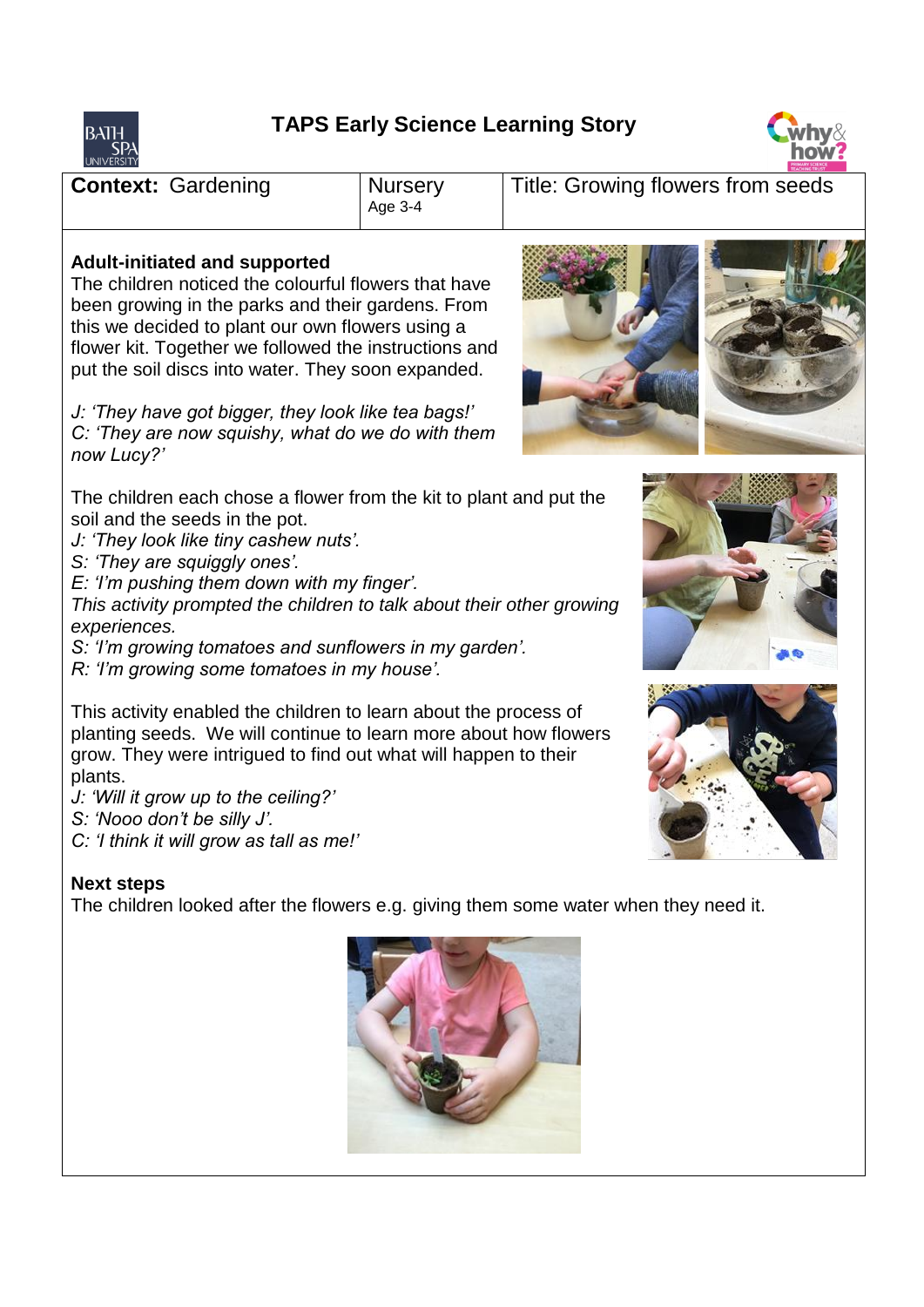# TAPS Early Science Learning Story

| **Context:** Gardening | Nursery<br>Age 3-4 | Title: Growing flowers from seeds |
|---|---|---|

**Adult-initiated and supported**

The children noticed the colourful flowers that have been growing in the parks and their gardens. From this we decided to plant our own flowers using a flower kit. Together we followed the instructions and put the soil discs into water. They soon expanded.

*J: 'They have got bigger, they look like tea bags!'*
*C: 'They are now squishy, what do we do with them now Lucy?'*

The children each chose a flower from the kit to plant and put the soil and the seeds in the pot.

*J: 'They look like tiny cashew nuts'.*
*S: 'They are squiggly ones'.*
*E: 'I'm pushing them down with my finger'.*
*This activity prompted the children to talk about their other growing experiences.*
*S: 'I'm growing tomatoes and sunflowers in my garden'.*
*R: 'I'm growing some tomatoes in my house'.*

This activity enabled the children to learn about the process of planting seeds. We will continue to learn more about how flowers grow. They were intrigued to find out what will happen to their plants.

*J: 'Will it grow up to the ceiling?'*
*S: 'Nooo don't be silly J'.*
*C: 'I think it will grow as tall as me!'*

**Next steps**

The children looked after the flowers e.g. giving them some water when they need it.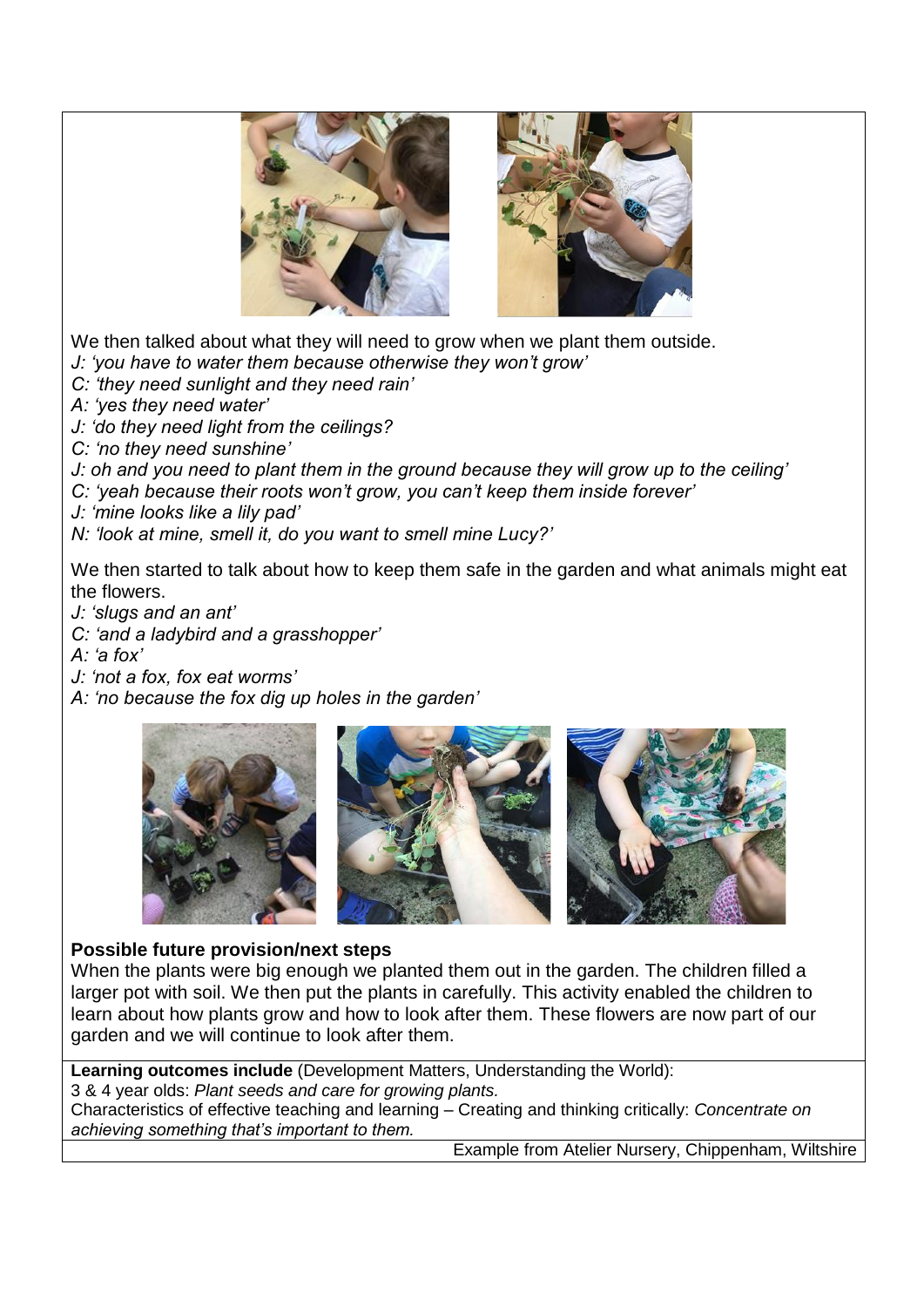We then talked about what they will need to grow when we plant them outside.

*J: 'you have to water them because otherwise they won't grow'*
*C: 'they need sunlight and they need rain'*
*A: 'yes they need water'*
*J: 'do they need light from the ceilings?*
*C: 'no they need sunshine'*
*J: oh and you need to plant them in the ground because they will grow up to the ceiling'*
*C: 'yeah because their roots won't grow, you can't keep them inside forever'*
*J: 'mine looks like a lily pad'*
*N: 'look at mine, smell it, do you want to smell mine Lucy?'*

We then started to talk about how to keep them safe in the garden and what animals might eat the flowers.

*J: 'slugs and an ant'*
*C: 'and a ladybird and a grasshopper'*
*A: 'a fox'*
*J: 'not a fox, fox eat worms'*
*A: 'no because the fox dig up holes in the garden'*

**Possible future provision/next steps**

When the plants were big enough we planted them out in the garden. The children filled a larger pot with soil. We then put the plants in carefully. This activity enabled the children to learn about how plants grow and how to look after them. These flowers are now part of our garden and we will continue to look after them.

**Learning outcomes include** (Development Matters, Understanding the World):
3 & 4 year olds: *Plant seeds and care for growing plants.*
Characteristics of effective teaching and learning – Creating and thinking critically: *Concentrate on achieving something that's important to them.*

Example from Atelier Nursery, Chippenham, Wiltshire